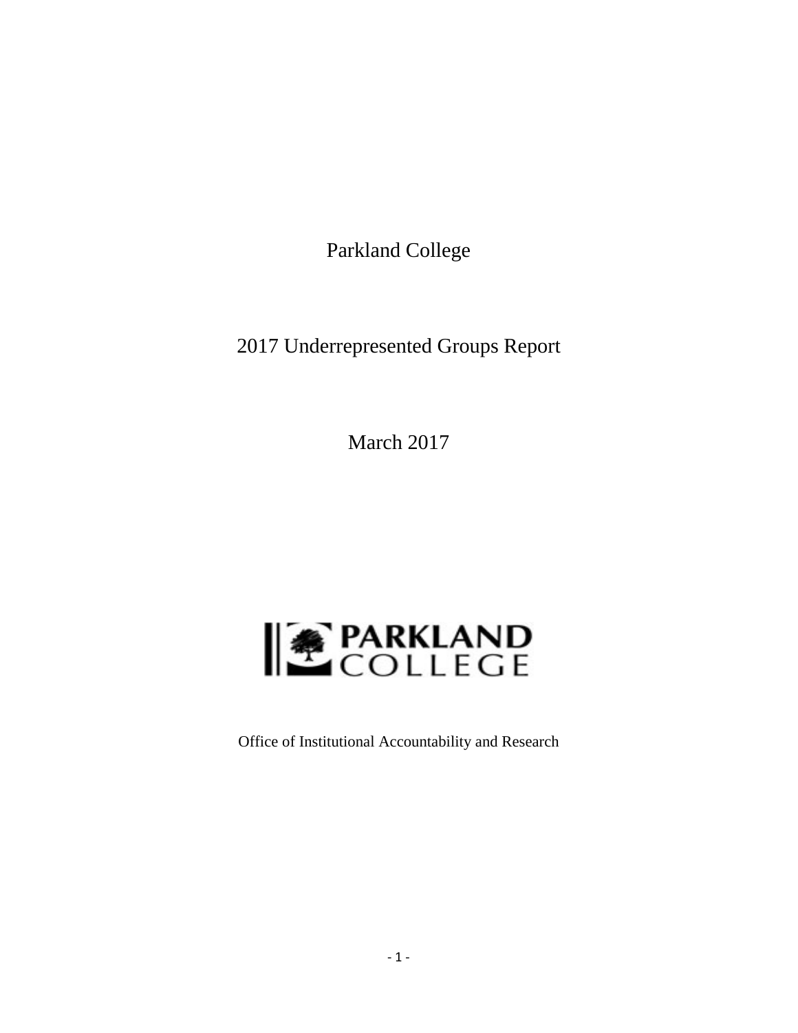# Parkland College

## 2017 Underrepresented Groups Report

March 2017

PARKLAND COLLEGE

Office of Institutional Accountability and Research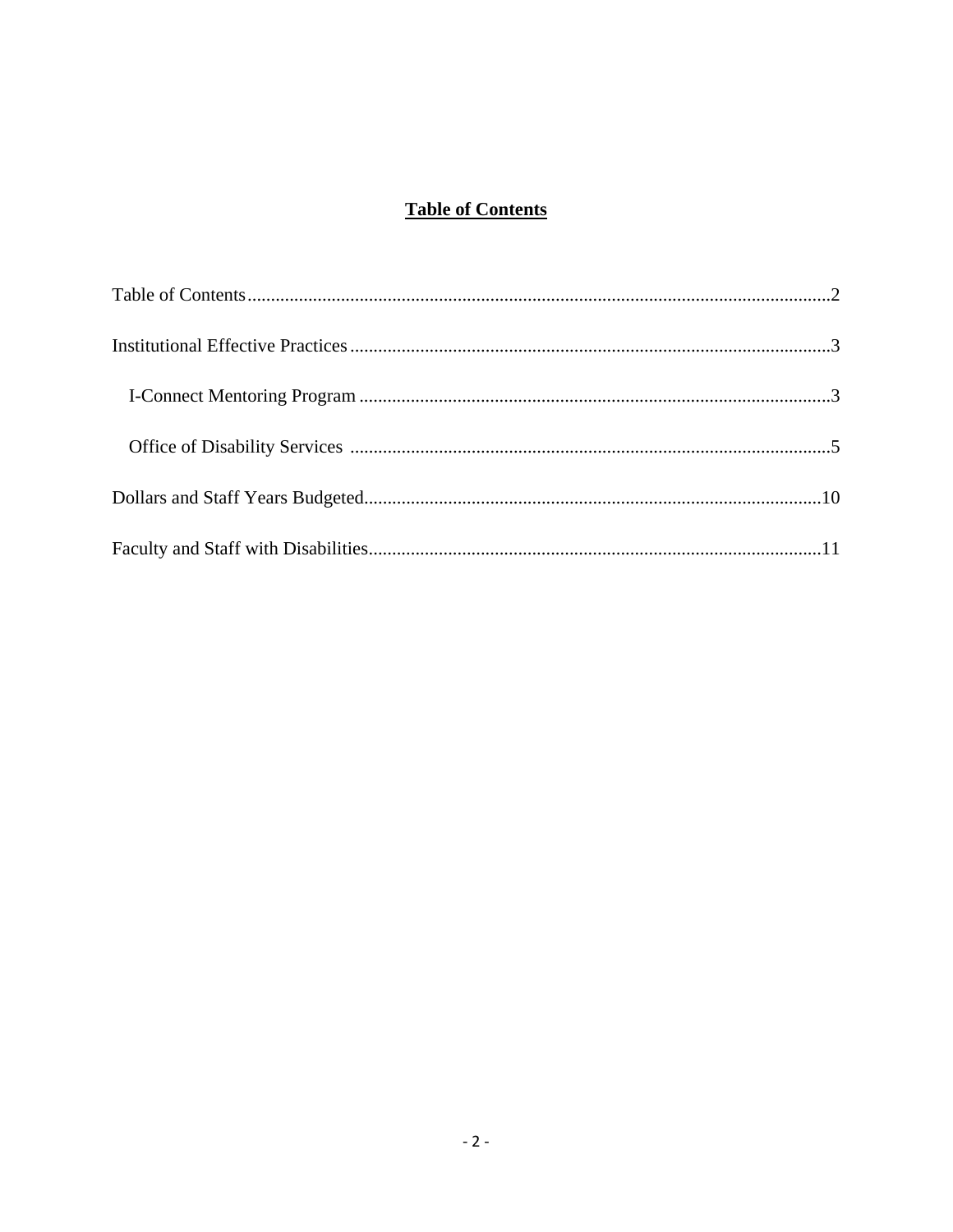# **Table of Contents**

Table of Contents....................................................................................................................2

Institutional Effective Practices.............................................................................................3

I-Connect Mentoring Program ............................................................................................3

Office of Disability Services ...............................................................................................5

Dollars and Staff Years Budgeted........................................................................................10

Faculty and Staff with Disabilities.......................................................................................11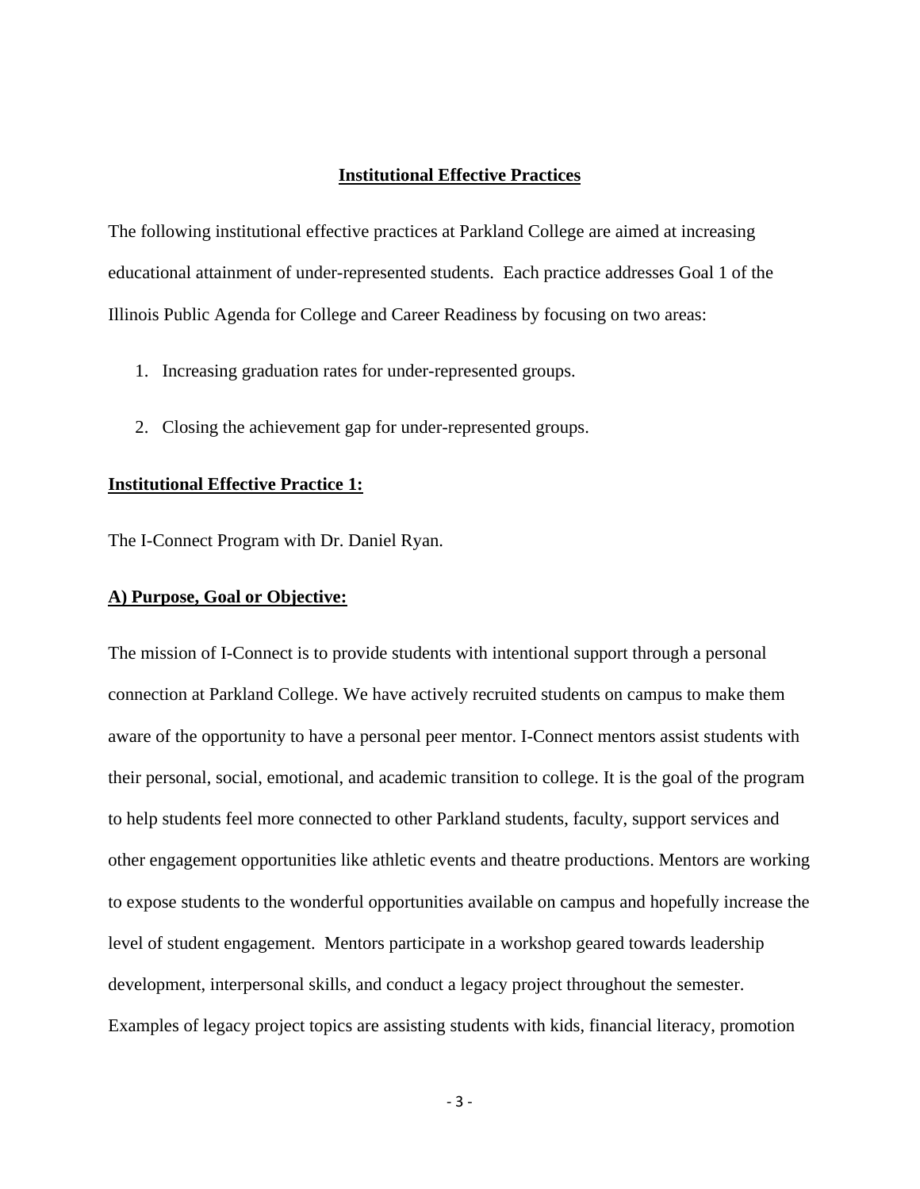## Institutional Effective Practices

The following institutional effective practices at Parkland College are aimed at increasing educational attainment of under-represented students. Each practice addresses Goal 1 of the Illinois Public Agenda for College and Career Readiness by focusing on two areas:

1. Increasing graduation rates for under-represented groups.
2. Closing the achievement gap for under-represented groups.

### Institutional Effective Practice 1:

The I-Connect Program with Dr. Daniel Ryan.

### A) Purpose, Goal or Objective:

The mission of I-Connect is to provide students with intentional support through a personal connection at Parkland College. We have actively recruited students on campus to make them aware of the opportunity to have a personal peer mentor. I-Connect mentors assist students with their personal, social, emotional, and academic transition to college. It is the goal of the program to help students feel more connected to other Parkland students, faculty, support services and other engagement opportunities like athletic events and theatre productions. Mentors are working to expose students to the wonderful opportunities available on campus and hopefully increase the level of student engagement. Mentors participate in a workshop geared towards leadership development, interpersonal skills, and conduct a legacy project throughout the semester. Examples of legacy project topics are assisting students with kids, financial literacy, promotion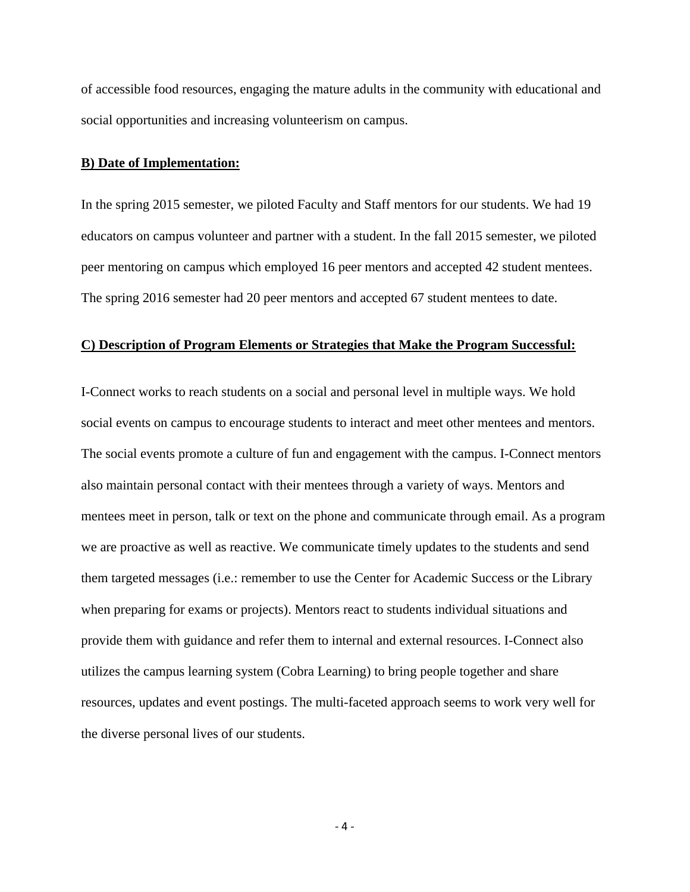of accessible food resources, engaging the mature adults in the community with educational and social opportunities and increasing volunteerism on campus.

**B) Date of Implementation:**

In the spring 2015 semester, we piloted Faculty and Staff mentors for our students. We had 19 educators on campus volunteer and partner with a student. In the fall 2015 semester, we piloted peer mentoring on campus which employed 16 peer mentors and accepted 42 student mentees. The spring 2016 semester had 20 peer mentors and accepted 67 student mentees to date.

**C) Description of Program Elements or Strategies that Make the Program Successful:**

I-Connect works to reach students on a social and personal level in multiple ways. We hold social events on campus to encourage students to interact and meet other mentees and mentors. The social events promote a culture of fun and engagement with the campus. I-Connect mentors also maintain personal contact with their mentees through a variety of ways. Mentors and mentees meet in person, talk or text on the phone and communicate through email. As a program we are proactive as well as reactive. We communicate timely updates to the students and send them targeted messages (i.e.: remember to use the Center for Academic Success or the Library when preparing for exams or projects). Mentors react to students individual situations and provide them with guidance and refer them to internal and external resources. I-Connect also utilizes the campus learning system (Cobra Learning) to bring people together and share resources, updates and event postings. The multi-faceted approach seems to work very well for the diverse personal lives of our students.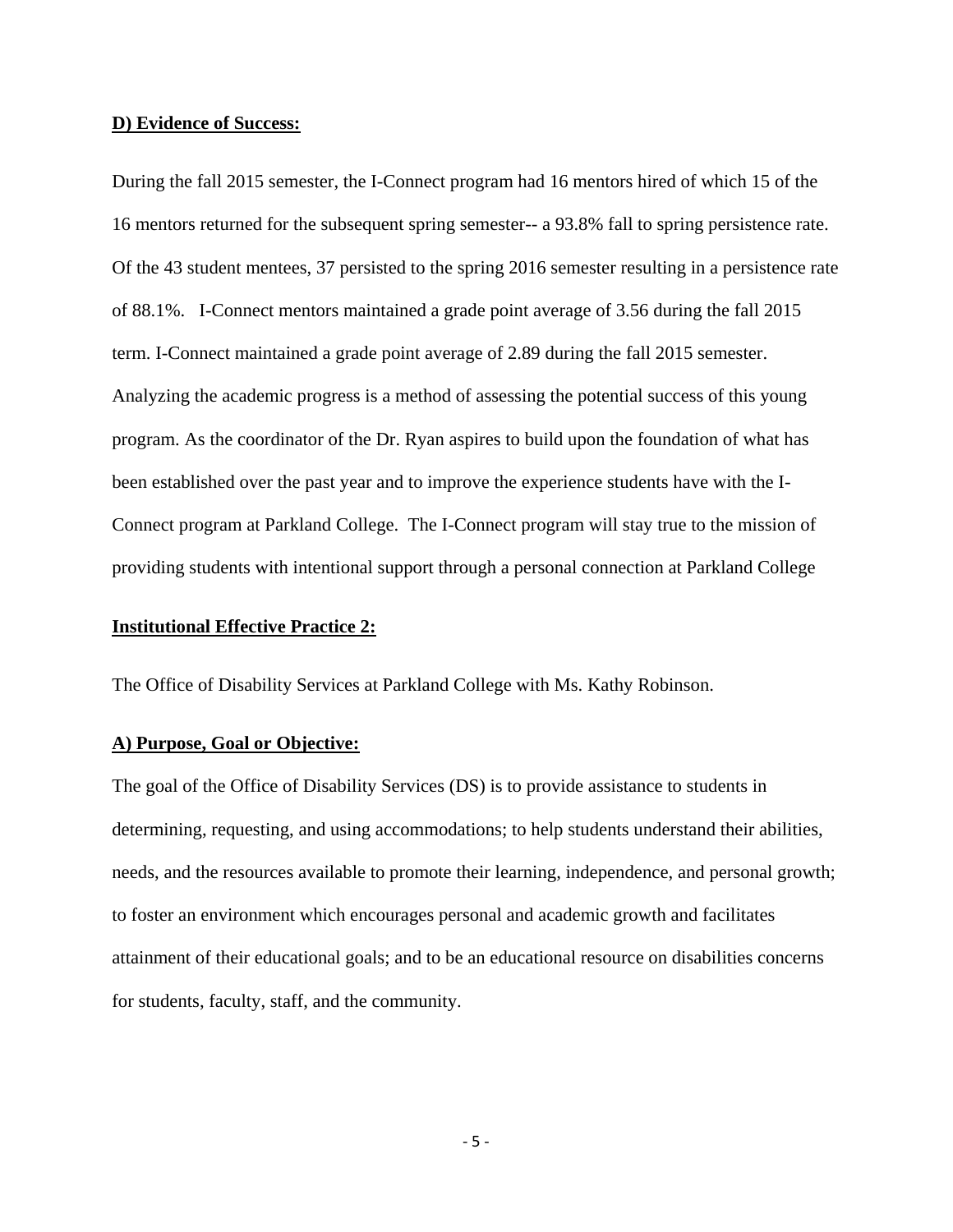**D) Evidence of Success:**

During the fall 2015 semester, the I-Connect program had 16 mentors hired of which 15 of the 16 mentors returned for the subsequent spring semester-- a 93.8% fall to spring persistence rate. Of the 43 student mentees, 37 persisted to the spring 2016 semester resulting in a persistence rate of 88.1%. I-Connect mentors maintained a grade point average of 3.56 during the fall 2015 term. I-Connect maintained a grade point average of 2.89 during the fall 2015 semester. Analyzing the academic progress is a method of assessing the potential success of this young program. As the coordinator of the Dr. Ryan aspires to build upon the foundation of what has been established over the past year and to improve the experience students have with the I-Connect program at Parkland College. The I-Connect program will stay true to the mission of providing students with intentional support through a personal connection at Parkland College

**Institutional Effective Practice 2:**

The Office of Disability Services at Parkland College with Ms. Kathy Robinson.

**A) Purpose, Goal or Objective:**

The goal of the Office of Disability Services (DS) is to provide assistance to students in determining, requesting, and using accommodations; to help students understand their abilities, needs, and the resources available to promote their learning, independence, and personal growth; to foster an environment which encourages personal and academic growth and facilitates attainment of their educational goals; and to be an educational resource on disabilities concerns for students, faculty, staff, and the community.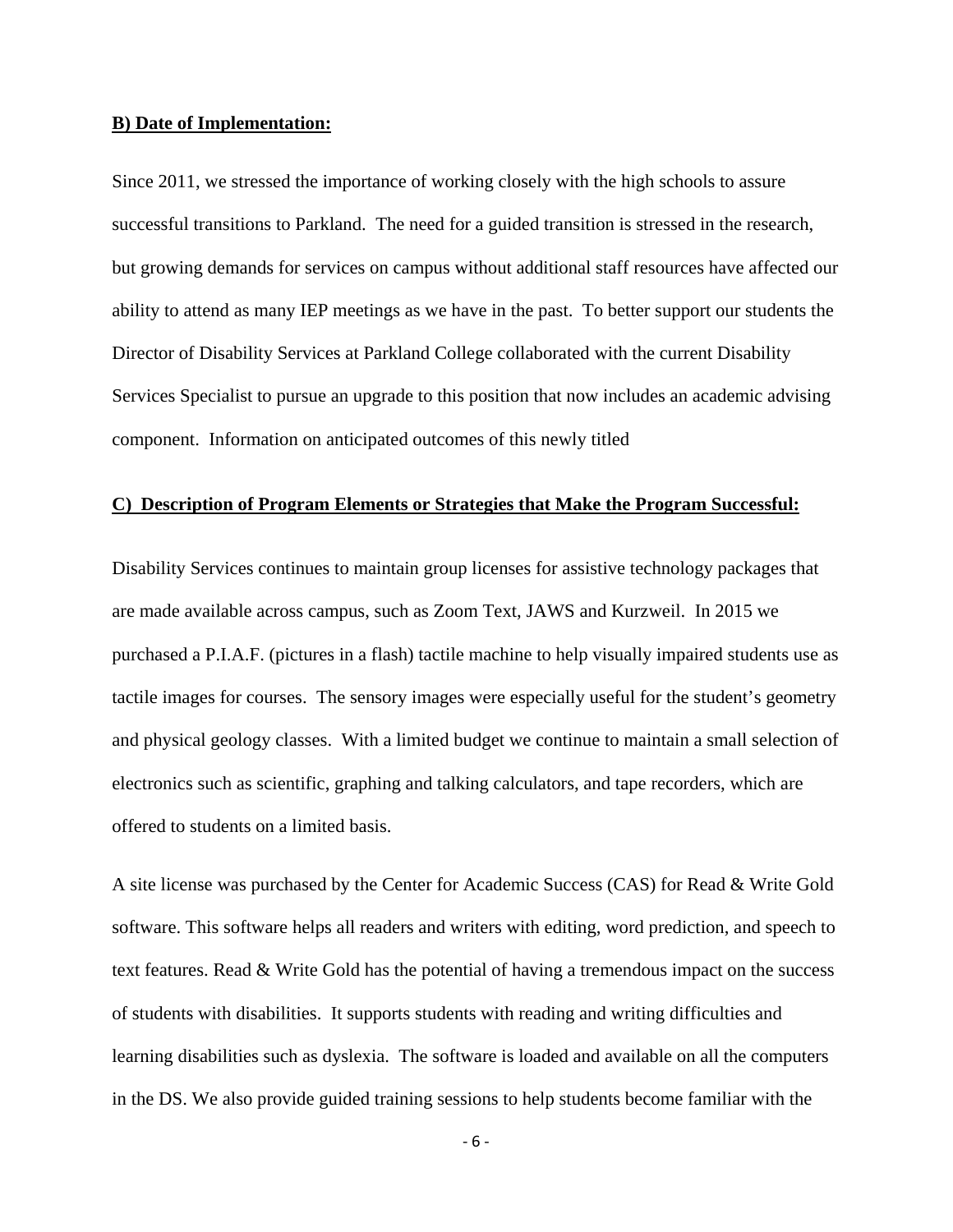**B) Date of Implementation:**

Since 2011, we stressed the importance of working closely with the high schools to assure successful transitions to Parkland. The need for a guided transition is stressed in the research, but growing demands for services on campus without additional staff resources have affected our ability to attend as many IEP meetings as we have in the past. To better support our students the Director of Disability Services at Parkland College collaborated with the current Disability Services Specialist to pursue an upgrade to this position that now includes an academic advising component. Information on anticipated outcomes of this newly titled

**C) Description of Program Elements or Strategies that Make the Program Successful:**

Disability Services continues to maintain group licenses for assistive technology packages that are made available across campus, such as Zoom Text, JAWS and Kurzweil. In 2015 we purchased a P.I.A.F. (pictures in a flash) tactile machine to help visually impaired students use as tactile images for courses. The sensory images were especially useful for the student's geometry and physical geology classes. With a limited budget we continue to maintain a small selection of electronics such as scientific, graphing and talking calculators, and tape recorders, which are offered to students on a limited basis.

A site license was purchased by the Center for Academic Success (CAS) for Read & Write Gold software. This software helps all readers and writers with editing, word prediction, and speech to text features. Read & Write Gold has the potential of having a tremendous impact on the success of students with disabilities. It supports students with reading and writing difficulties and learning disabilities such as dyslexia. The software is loaded and available on all the computers in the DS. We also provide guided training sessions to help students become familiar with the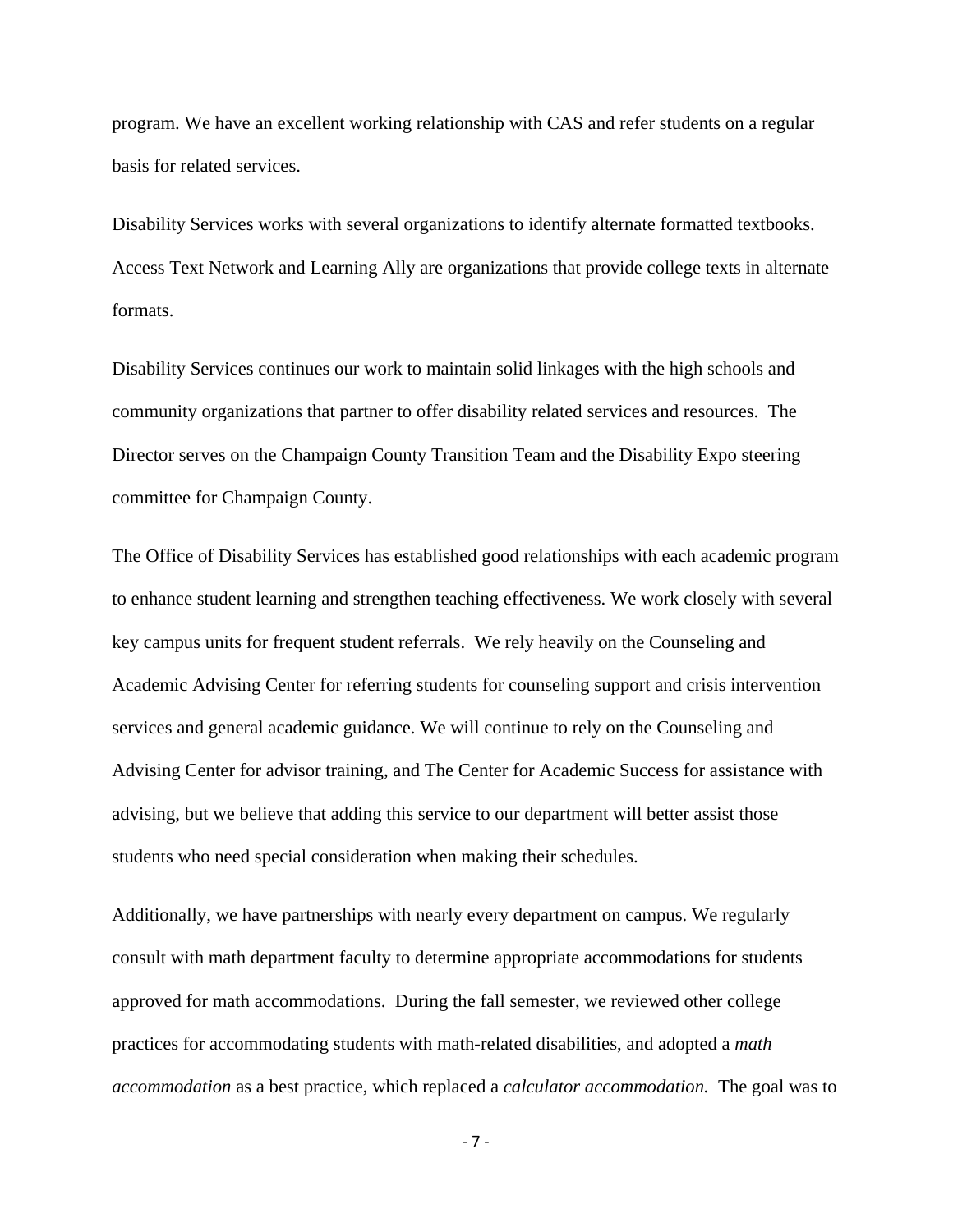program. We have an excellent working relationship with CAS and refer students on a regular basis for related services.

Disability Services works with several organizations to identify alternate formatted textbooks. Access Text Network and Learning Ally are organizations that provide college texts in alternate formats.

Disability Services continues our work to maintain solid linkages with the high schools and community organizations that partner to offer disability related services and resources. The Director serves on the Champaign County Transition Team and the Disability Expo steering committee for Champaign County.

The Office of Disability Services has established good relationships with each academic program to enhance student learning and strengthen teaching effectiveness. We work closely with several key campus units for frequent student referrals. We rely heavily on the Counseling and Academic Advising Center for referring students for counseling support and crisis intervention services and general academic guidance. We will continue to rely on the Counseling and Advising Center for advisor training, and The Center for Academic Success for assistance with advising, but we believe that adding this service to our department will better assist those students who need special consideration when making their schedules.

Additionally, we have partnerships with nearly every department on campus. We regularly consult with math department faculty to determine appropriate accommodations for students approved for math accommodations. During the fall semester, we reviewed other college practices for accommodating students with math-related disabilities, and adopted a *math accommodation* as a best practice, which replaced a *calculator accommodation.* The goal was to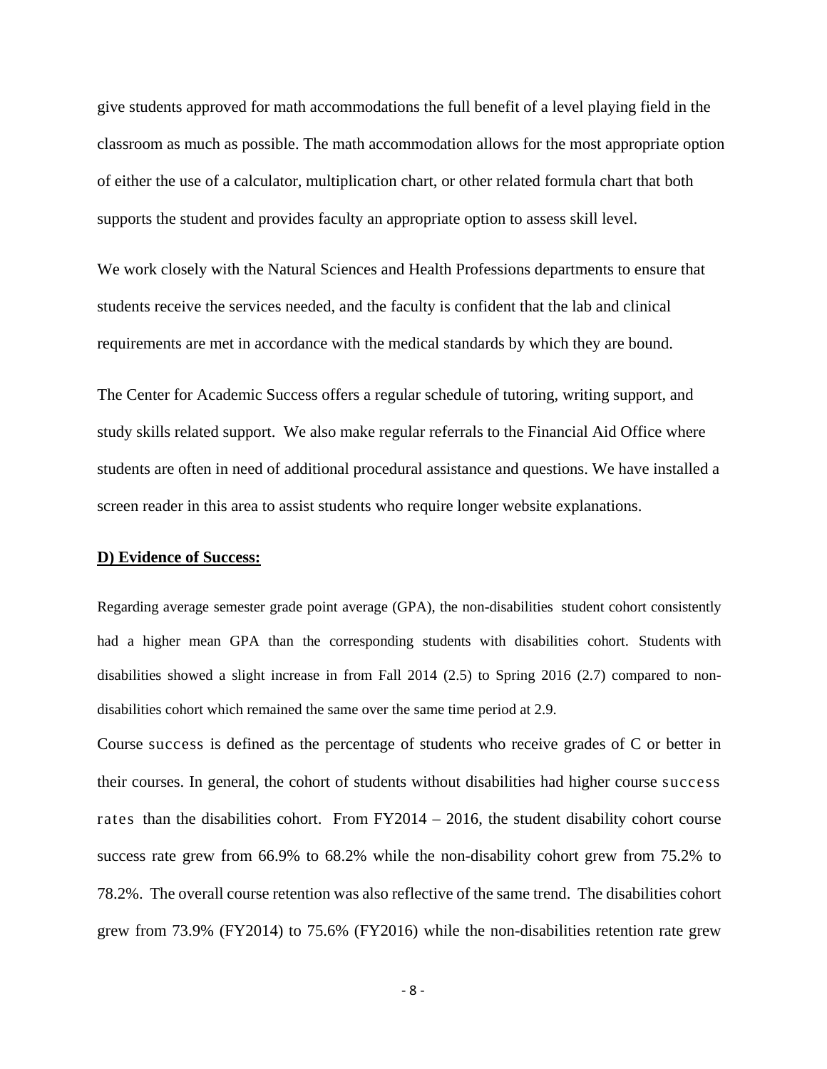give students approved for math accommodations the full benefit of a level playing field in the classroom as much as possible. The math accommodation allows for the most appropriate option of either the use of a calculator, multiplication chart, or other related formula chart that both supports the student and provides faculty an appropriate option to assess skill level.

We work closely with the Natural Sciences and Health Professions departments to ensure that students receive the services needed, and the faculty is confident that the lab and clinical requirements are met in accordance with the medical standards by which they are bound.

The Center for Academic Success offers a regular schedule of tutoring, writing support, and study skills related support. We also make regular referrals to the Financial Aid Office where students are often in need of additional procedural assistance and questions. We have installed a screen reader in this area to assist students who require longer website explanations.

**D) Evidence of Success:**

Regarding average semester grade point average (GPA), the non-disabilities student cohort consistently had a higher mean GPA than the corresponding students with disabilities cohort. Students with disabilities showed a slight increase in from Fall 2014 (2.5) to Spring 2016 (2.7) compared to non-disabilities cohort which remained the same over the same time period at 2.9.

Course success is defined as the percentage of students who receive grades of C or better in their courses. In general, the cohort of students without disabilities had higher course success rates than the disabilities cohort. From FY2014 – 2016, the student disability cohort course success rate grew from 66.9% to 68.2% while the non-disability cohort grew from 75.2% to 78.2%. The overall course retention was also reflective of the same trend. The disabilities cohort grew from 73.9% (FY2014) to 75.6% (FY2016) while the non-disabilities retention rate grew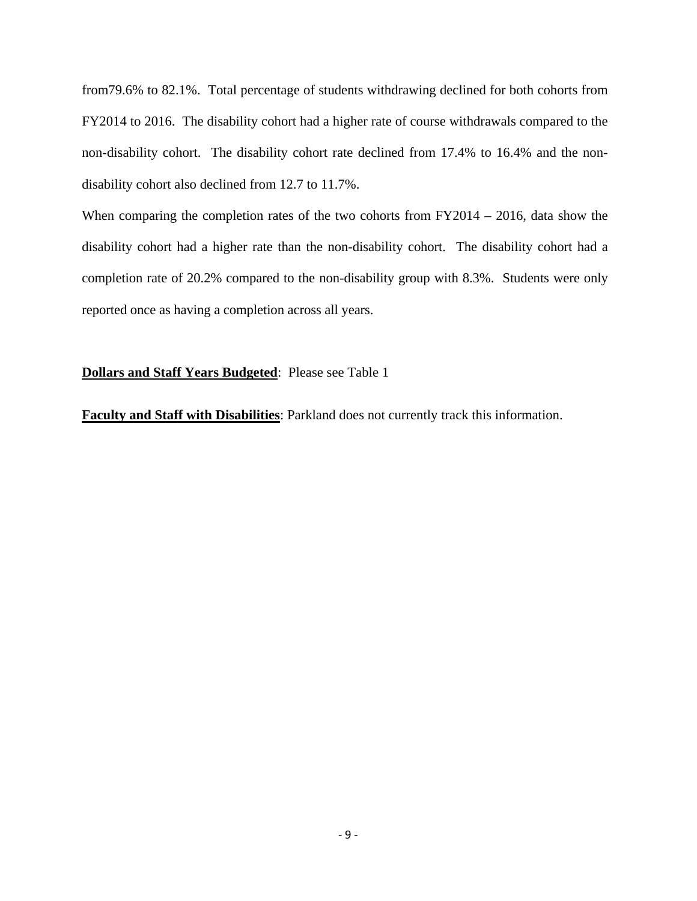from79.6% to 82.1%. Total percentage of students withdrawing declined for both cohorts from FY2014 to 2016. The disability cohort had a higher rate of course withdrawals compared to the non-disability cohort. The disability cohort rate declined from 17.4% to 16.4% and the non-disability cohort also declined from 12.7 to 11.7%.

When comparing the completion rates of the two cohorts from FY2014 – 2016, data show the disability cohort had a higher rate than the non-disability cohort. The disability cohort had a completion rate of 20.2% compared to the non-disability group with 8.3%. Students were only reported once as having a completion across all years.

**Dollars and Staff Years Budgeted**: Please see Table 1

**Faculty and Staff with Disabilities**: Parkland does not currently track this information.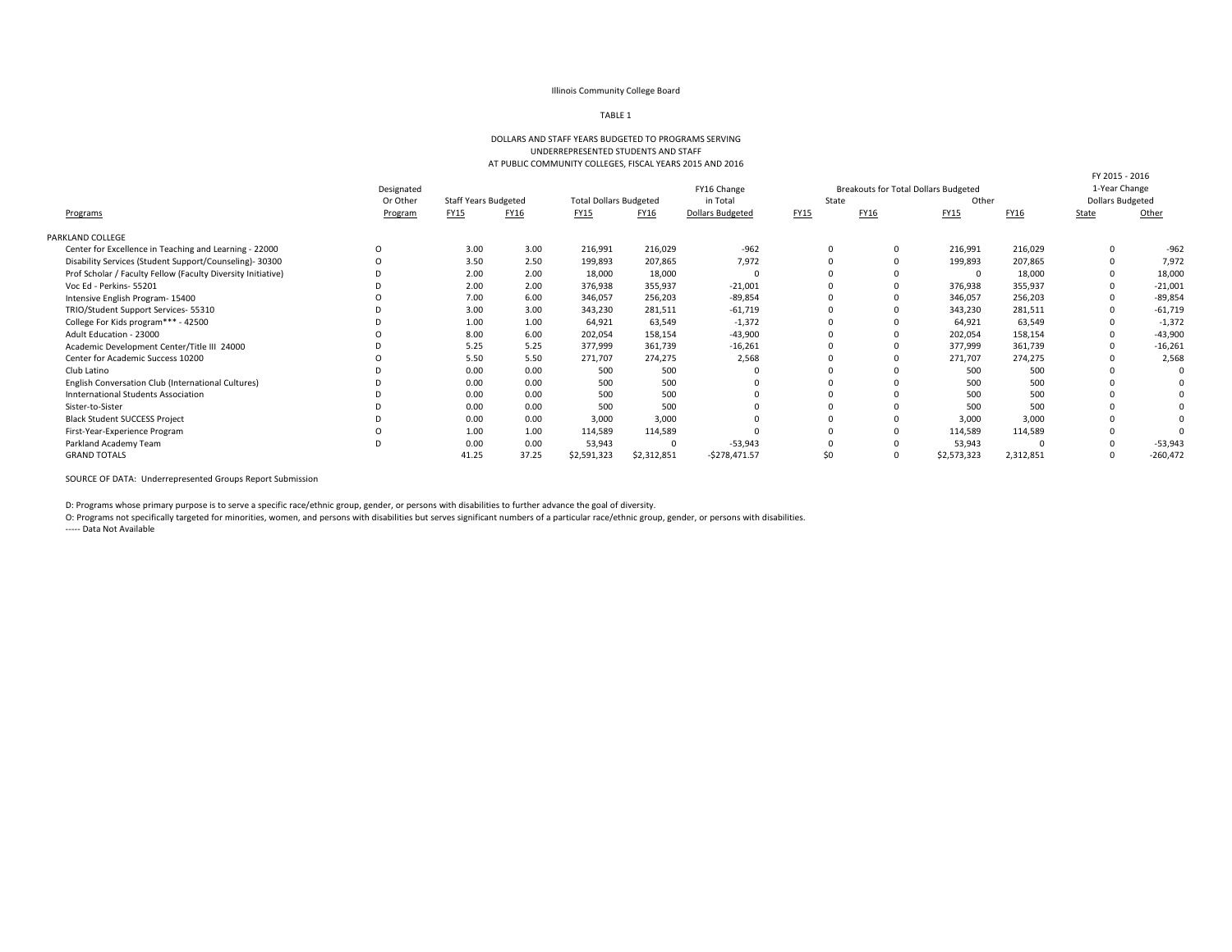Illinois Community College Board

TABLE 1

DOLLARS AND STAFF YEARS BUDGETED TO PROGRAMS SERVING
UNDERREPRESENTED STUDENTS AND STAFF
AT PUBLIC COMMUNITY COLLEGES, FISCAL YEARS 2015 AND 2016

| Programs | Designated Or Other Program | Staff Years Budgeted | | Total Dollars Budgeted | | FY16 Change in Total Dollars Budgeted | Breakouts for Total Dollars Budgeted | | | | FY 2015 - 2016 1-Year Change Dollars Budgeted | |
|---|---|---|---|---|---|---|---|---|---|---|---|---|
| | | | | | | | State | | Other | | | |
| | | FY15 | FY16 | FY15 | FY16 | | FY15 | FY16 | FY15 | FY16 | State | Other |
| PARKLAND COLLEGE | | | | | | | | | | | | |
| Center for Excellence in Teaching and Learning - 22000 | O | 3.00 | 3.00 | 216,991 | 216,029 | -962 | 0 | 0 | 216,991 | 216,029 | 0 | -962 |
| Disability Services (Student Support/Counseling)- 30300 | O | 3.50 | 2.50 | 199,893 | 207,865 | 7,972 | 0 | 0 | 199,893 | 207,865 | 0 | 7,972 |
| Prof Scholar / Faculty Fellow (Faculty Diversity Initiative) | D | 2.00 | 2.00 | 18,000 | 18,000 | 0 | 0 | 0 | 0 | 18,000 | 0 | 18,000 |
| Voc Ed - Perkins- 55201 | D | 2.00 | 2.00 | 376,938 | 355,937 | -21,001 | 0 | 0 | 376,938 | 355,937 | 0 | -21,001 |
| Intensive English Program- 15400 | O | 7.00 | 6.00 | 346,057 | 256,203 | -89,854 | 0 | 0 | 346,057 | 256,203 | 0 | -89,854 |
| TRIO/Student Support Services- 55310 | D | 3.00 | 3.00 | 343,230 | 281,511 | -61,719 | 0 | 0 | 343,230 | 281,511 | 0 | -61,719 |
| College For Kids program*** - 42500 | D | 1.00 | 1.00 | 64,921 | 63,549 | -1,372 | 0 | 0 | 64,921 | 63,549 | 0 | -1,372 |
| Adult Education - 23000 | O | 8.00 | 6.00 | 202,054 | 158,154 | -43,900 | 0 | 0 | 202,054 | 158,154 | 0 | -43,900 |
| Academic Development Center/Title III 24000 | D | 5.25 | 5.25 | 377,999 | 361,739 | -16,261 | 0 | 0 | 377,999 | 361,739 | 0 | -16,261 |
| Center for Academic Success 10200 | O | 5.50 | 5.50 | 271,707 | 274,275 | 2,568 | 0 | 0 | 271,707 | 274,275 | 0 | 2,568 |
| Club Latino | D | 0.00 | 0.00 | 500 | 500 | 0 | 0 | 0 | 500 | 500 | 0 | 0 |
| English Conversation Club (International Cultures) | D | 0.00 | 0.00 | 500 | 500 | 0 | 0 | 0 | 500 | 500 | 0 | 0 |
| Innternational Students Association | D | 0.00 | 0.00 | 500 | 500 | 0 | 0 | 0 | 500 | 500 | 0 | 0 |
| Sister-to-Sister | D | 0.00 | 0.00 | 500 | 500 | 0 | 0 | 0 | 500 | 500 | 0 | 0 |
| Black Student SUCCESS Project | D | 0.00 | 0.00 | 3,000 | 3,000 | 0 | 0 | 0 | 3,000 | 3,000 | 0 | 0 |
| First-Year-Experience Program | O | 1.00 | 1.00 | 114,589 | 114,589 | 0 | 0 | 0 | 114,589 | 114,589 | 0 | 0 |
| Parkland Academy Team | D | 0.00 | 0.00 | 53,943 | 0 | -53,943 | 0 | 0 | 53,943 | 0 | 0 | -53,943 |
| GRAND TOTALS | | 41.25 | 37.25 | $2,591,323 | $2,312,851 | -$278,471.57 | $0 | 0 | $2,573,323 | 2,312,851 | 0 | -260,472 |

SOURCE OF DATA: Underrepresented Groups Report Submission

D: Programs whose primary purpose is to serve a specific race/ethnic group, gender, or persons with disabilities to further advance the goal of diversity.

O: Programs not specifically targeted for minorities, women, and persons with disabilities but serves significant numbers of a particular race/ethnic group, gender, or persons with disabilities.

----- Data Not Available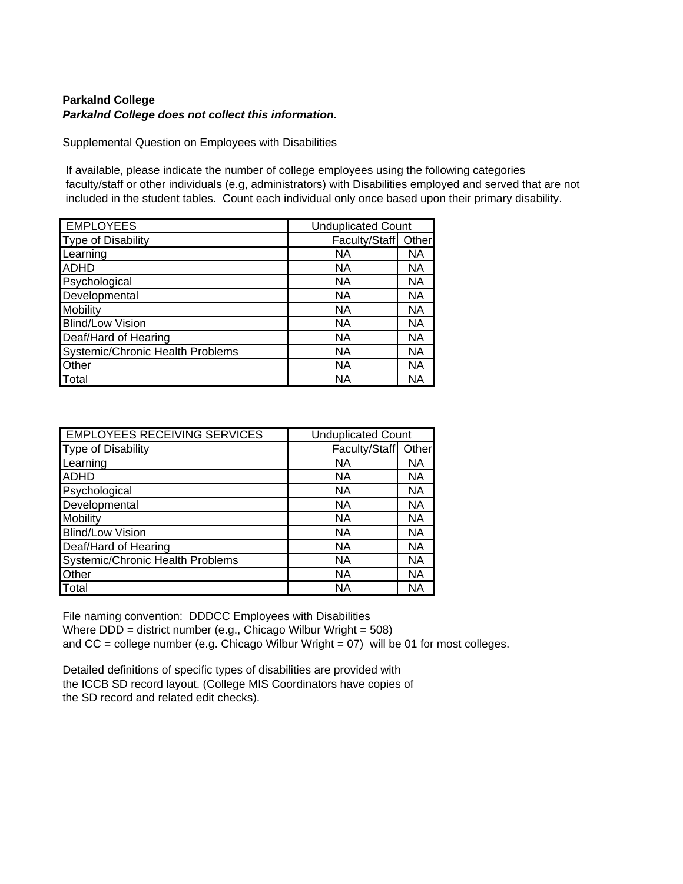**Parkalnd College**
***Parkalnd College does not collect this information.***

Supplemental Question on Employees with Disabilities

If available, please indicate the number of college employees using the following categories faculty/staff or other individuals (e.g, administrators) with Disabilities employed and served that are not included in the student tables. Count each individual only once based upon their primary disability.

| EMPLOYEES | Unduplicated Count | |
|---|---|---|
| Type of Disability | Faculty/Staff | Other |
| Learning | NA | NA |
| ADHD | NA | NA |
| Psychological | NA | NA |
| Developmental | NA | NA |
| Mobility | NA | NA |
| Blind/Low Vision | NA | NA |
| Deaf/Hard of Hearing | NA | NA |
| Systemic/Chronic Health Problems | NA | NA |
| Other | NA | NA |
| Total | NA | NA |

| EMPLOYEES RECEIVING SERVICES | Unduplicated Count | |
|---|---|---|
| Type of Disability | Faculty/Staff | Other |
| Learning | NA | NA |
| ADHD | NA | NA |
| Psychological | NA | NA |
| Developmental | NA | NA |
| Mobility | NA | NA |
| Blind/Low Vision | NA | NA |
| Deaf/Hard of Hearing | NA | NA |
| Systemic/Chronic Health Problems | NA | NA |
| Other | NA | NA |
| Total | NA | NA |

File naming convention: DDDCC Employees with Disabilities
Where DDD = district number (e.g., Chicago Wilbur Wright = 508)
and CC = college number (e.g. Chicago Wilbur Wright = 07) will be 01 for most colleges.

Detailed definitions of specific types of disabilities are provided with the ICCB SD record layout. (College MIS Coordinators have copies of the SD record and related edit checks).